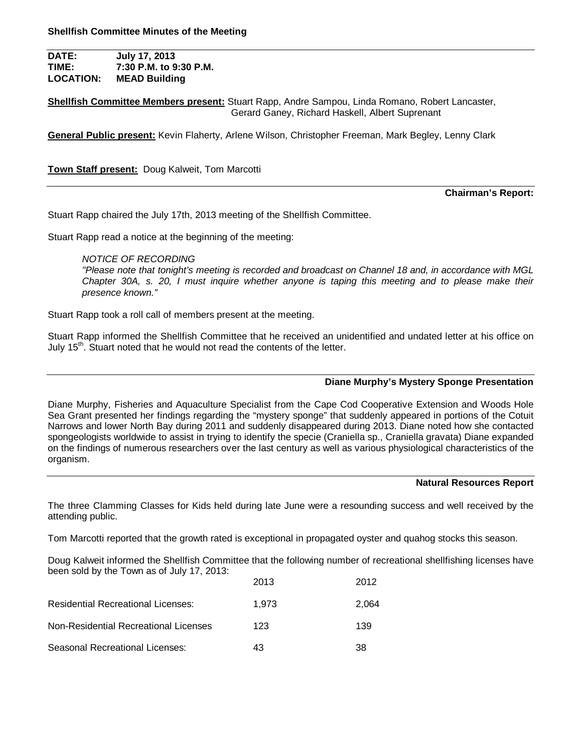**Shellfish Committee Minutes of the Meeting**

**DATE:** **July 17, 2013**
**TIME:** **7:30 P.M. to 9:30 P.M.**
**LOCATION:** **MEAD Building**

**Shellfish Committee Members present:** Stuart Rapp, Andre Sampou, Linda Romano, Robert Lancaster, Gerard Ganey, Richard Haskell, Albert Suprenant

**General Public present:** Kevin Flaherty, Arlene Wilson, Christopher Freeman, Mark Begley, Lenny Clark

**Town Staff present:** Doug Kalweit, Tom Marcotti

## Chairman's Report:

Stuart Rapp chaired the July 17th, 2013 meeting of the Shellfish Committee.

Stuart Rapp read a notice at the beginning of the meeting:

> *NOTICE OF RECORDING*
> *"Please note that tonight's meeting is recorded and broadcast on Channel 18 and, in accordance with MGL Chapter 30A, s. 20, I must inquire whether anyone is taping this meeting and to please make their presence known."*

Stuart Rapp took a roll call of members present at the meeting.

Stuart Rapp informed the Shellfish Committee that he received an unidentified and undated letter at his office on July 15th. Stuart noted that he would not read the contents of the letter.

## Diane Murphy's Mystery Sponge Presentation

Diane Murphy, Fisheries and Aquaculture Specialist from the Cape Cod Cooperative Extension and Woods Hole Sea Grant presented her findings regarding the "mystery sponge" that suddenly appeared in portions of the Cotuit Narrows and lower North Bay during 2011 and suddenly disappeared during 2013. Diane noted how she contacted spongeologists worldwide to assist in trying to identify the specie (Craniella sp., Craniella gravata) Diane expanded on the findings of numerous researchers over the last century as well as various physiological characteristics of the organism.

## Natural Resources Report

The three Clamming Classes for Kids held during late June were a resounding success and well received by the attending public.

Tom Marcotti reported that the growth rated is exceptional in propagated oyster and quahog stocks this season.

Doug Kalweit informed the Shellfish Committee that the following number of recreational shellfishing licenses have been sold by the Town as of July 17, 2013:

| | 2013 | 2012 |
|---|---|---|
| Residential Recreational Licenses: | 1,973 | 2,064 |
| Non-Residential Recreational Licenses | 123 | 139 |
| Seasonal Recreational Licenses: | 43 | 38 |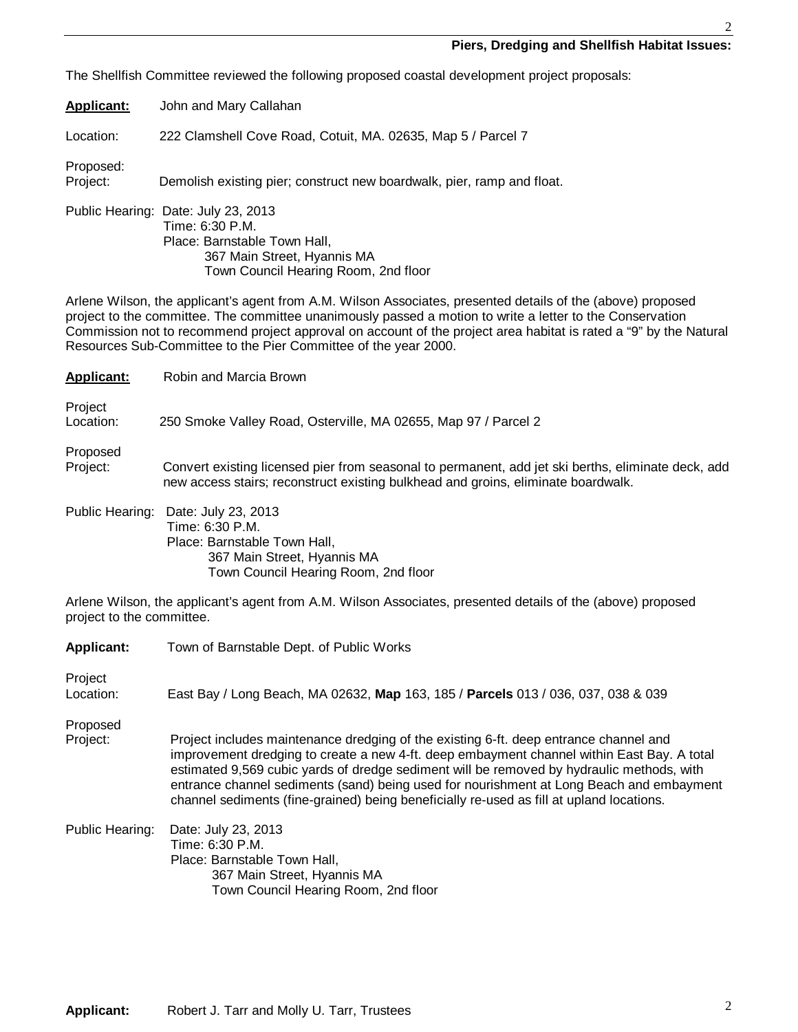**Piers, Dredging and Shellfish Habitat Issues:**

The Shellfish Committee reviewed the following proposed coastal development project proposals:

**Applicant:** John and Mary Callahan

Location: 222 Clamshell Cove Road, Cotuit, MA. 02635, Map 5 / Parcel 7

Proposed:
Project: Demolish existing pier; construct new boardwalk, pier, ramp and float.

Public Hearing: Date: July 23, 2013
Time: 6:30 P.M.
Place: Barnstable Town Hall,
367 Main Street, Hyannis MA
Town Council Hearing Room, 2nd floor

Arlene Wilson, the applicant's agent from A.M. Wilson Associates, presented details of the (above) proposed project to the committee. The committee unanimously passed a motion to write a letter to the Conservation Commission not to recommend project approval on account of the project area habitat is rated a "9" by the Natural Resources Sub-Committee to the Pier Committee of the year 2000.

**Applicant:** Robin and Marcia Brown

Project
Location: 250 Smoke Valley Road, Osterville, MA 02655, Map 97 / Parcel 2

Proposed
Project: Convert existing licensed pier from seasonal to permanent, add jet ski berths, eliminate deck, add new access stairs; reconstruct existing bulkhead and groins, eliminate boardwalk.

Public Hearing: Date: July 23, 2013
Time: 6:30 P.M.
Place: Barnstable Town Hall,
367 Main Street, Hyannis MA
Town Council Hearing Room, 2nd floor

Arlene Wilson, the applicant's agent from A.M. Wilson Associates, presented details of the (above) proposed project to the committee.

**Applicant:** Town of Barnstable Dept. of Public Works

Project
Location: East Bay / Long Beach, MA 02632, **Map** 163, 185 / **Parcels** 013 / 036, 037, 038 & 039

Proposed
Project: Project includes maintenance dredging of the existing 6-ft. deep entrance channel and improvement dredging to create a new 4-ft. deep embayment channel within East Bay. A total estimated 9,569 cubic yards of dredge sediment will be removed by hydraulic methods, with entrance channel sediments (sand) being used for nourishment at Long Beach and embayment channel sediments (fine-grained) being beneficially re-used as fill at upland locations.

Public Hearing: Date: July 23, 2013
Time: 6:30 P.M.
Place: Barnstable Town Hall,
367 Main Street, Hyannis MA
Town Council Hearing Room, 2nd floor

**Applicant:** Robert J. Tarr and Molly U. Tarr, Trustees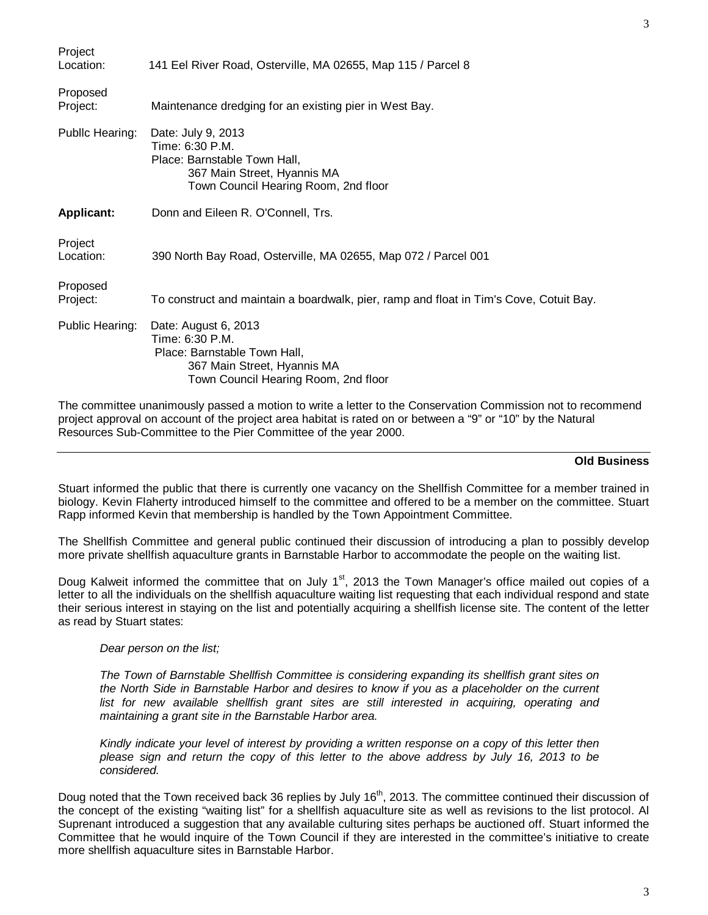Project Location: 141 Eel River Road, Osterville, MA 02655, Map 115 / Parcel 8

Proposed Project: Maintenance dredging for an existing pier in West Bay.

Publlc Hearing: Date: July 9, 2013
Time: 6:30 P.M.
Place: Barnstable Town Hall,
367 Main Street, Hyannis MA
Town Council Hearing Room, 2nd floor

**Applicant:** Donn and Eileen R. O'Connell, Trs.

Project Location: 390 North Bay Road, Osterville, MA 02655, Map 072 / Parcel 001

Proposed Project: To construct and maintain a boardwalk, pier, ramp and float in Tim's Cove, Cotuit Bay.

Public Hearing: Date: August 6, 2013
Time: 6:30 P.M.
Place: Barnstable Town Hall,
367 Main Street, Hyannis MA
Town Council Hearing Room, 2nd floor

The committee unanimously passed a motion to write a letter to the Conservation Commission not to recommend project approval on account of the project area habitat is rated on or between a "9" or "10" by the Natural Resources Sub-Committee to the Pier Committee of the year 2000.

---

**Old Business**

Stuart informed the public that there is currently one vacancy on the Shellfish Committee for a member trained in biology. Kevin Flaherty introduced himself to the committee and offered to be a member on the committee. Stuart Rapp informed Kevin that membership is handled by the Town Appointment Committee.

The Shellfish Committee and general public continued their discussion of introducing a plan to possibly develop more private shellfish aquaculture grants in Barnstable Harbor to accommodate the people on the waiting list.

Doug Kalweit informed the committee that on July 1st, 2013 the Town Manager's office mailed out copies of a letter to all the individuals on the shellfish aquaculture waiting list requesting that each individual respond and state their serious interest in staying on the list and potentially acquiring a shellfish license site. The content of the letter as read by Stuart states:

> *Dear person on the list;*
>
> *The Town of Barnstable Shellfish Committee is considering expanding its shellfish grant sites on the North Side in Barnstable Harbor and desires to know if you as a placeholder on the current list for new available shellfish grant sites are still interested in acquiring, operating and maintaining a grant site in the Barnstable Harbor area.*
>
> *Kindly indicate your level of interest by providing a written response on a copy of this letter then please sign and return the copy of this letter to the above address by July 16, 2013 to be considered.*

Doug noted that the Town received back 36 replies by July 16th, 2013. The committee continued their discussion of the concept of the existing "waiting list" for a shellfish aquaculture site as well as revisions to the list protocol. Al Suprenant introduced a suggestion that any available culturing sites perhaps be auctioned off. Stuart informed the Committee that he would inquire of the Town Council if they are interested in the committee's initiative to create more shellfish aquaculture sites in Barnstable Harbor.